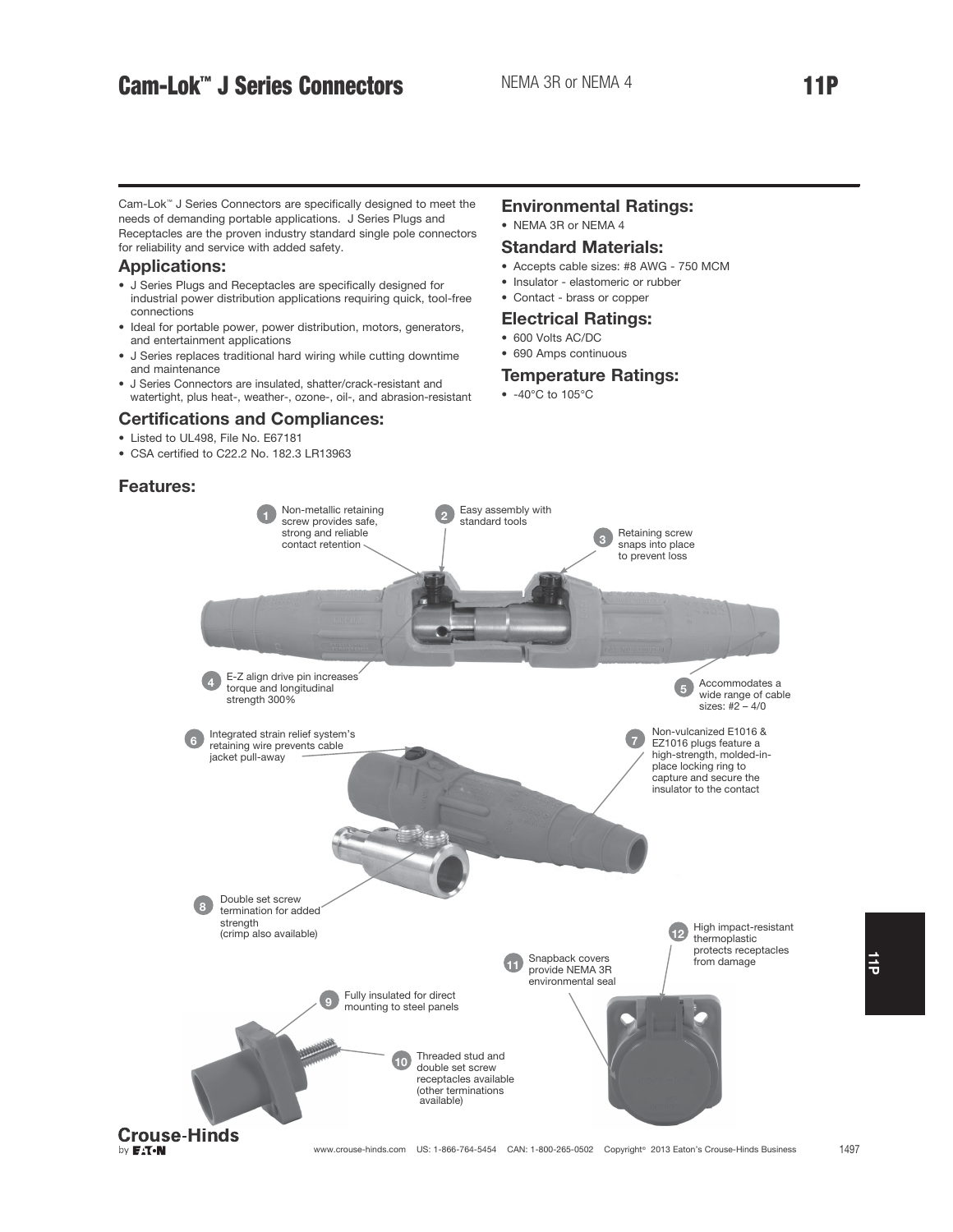# Cam-Lok™ J Series Connectors

NEMA 3R or NEMA 4

Cam-Lok™ J Series Connectors are specifically designed to meet the needs of demanding portable applications. J Series Plugs and Receptacles are the proven industry standard single pole connectors for reliability and service with added safety.

## Applications:

- J Series Plugs and Receptacles are specifically designed for industrial power distribution applications requiring quick, tool-free connections
- Ideal for portable power, power distribution, motors, generators, and entertainment applications
- J Series replaces traditional hard wiring while cutting downtime and maintenance
- J Series Connectors are insulated, shatter/crack-resistant and watertight, plus heat-, weather-, ozone-, oil-, and abrasion-resistant

## Certifications and Compliances:

- Listed to UL498, File No. E67181
- CSA certified to C22.2 No. 182.3 LR13963

## Environmental Ratings:

- NEMA 3R or NEMA 4

## Standard Materials:

- Accepts cable sizes: #8 AWG - 750 MCM
- Insulator - elastomeric or rubber
- Contact - brass or copper

## Electrical Ratings:

- 600 Volts AC/DC
- 690 Amps continuous

## Temperature Ratings:

- -40°C to 105°C

## Features:

1. Non-metallic retaining screw provides safe, strong and reliable contact retention
2. Easy assembly with standard tools
3. Retaining screw snaps into place to prevent loss
4. E-Z align drive pin increases torque and longitudinal strength 300%
5. Accommodates a wide range of cable sizes: #2 – 4/0
6. Integrated strain relief system's retaining wire prevents cable jacket pull-away
7. Non-vulcanized E1016 & EZ1016 plugs feature a high-strength, molded-in-place locking ring to capture and secure the insulator to the contact
8. Double set screw termination for added strength (crimp also available)
9. Fully insulated for direct mounting to steel panels
10. Threaded stud and double set screw receptacles available (other terminations available)
11. Snapback covers provide NEMA 3R environmental seal
12. High impact-resistant thermoplastic protects receptacles from damage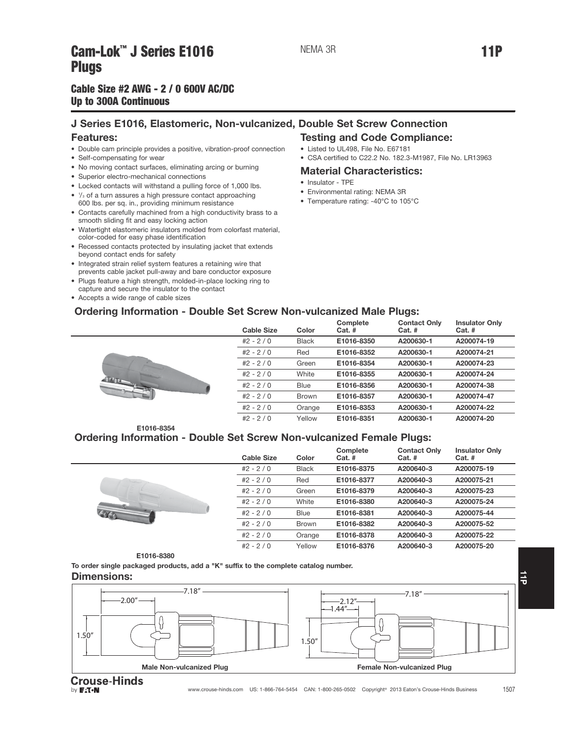# Cam-Lok™ J Series E1016 Plugs

NEMA 3R

## Cable Size #2 AWG - 2 / 0 600V AC/DC
## Up to 300A Continuous

## J Series E1016, Elastomeric, Non-vulcanized, Double Set Screw Connection

### Features:

- Double cam principle provides a positive, vibration-proof connection
- Self-compensating for wear
- No moving contact surfaces, eliminating arcing or burning
- Superior electro-mechanical connections
- Locked contacts will withstand a pulling force of 1,000 lbs.
- 1/3 of a turn assures a high pressure contact approaching 600 lbs. per sq. in., providing minimum resistance
- Contacts carefully machined from a high conductivity brass to a smooth sliding fit and easy locking action
- Watertight elastomeric insulators molded from colorfast material, color-coded for easy phase identification
- Recessed contacts protected by insulating jacket that extends beyond contact ends for safety
- Integrated strain relief system features a retaining wire that prevents cable jacket pull-away and bare conductor exposure
- Plugs feature a high strength, molded-in-place locking ring to capture and secure the insulator to the contact
- Accepts a wide range of cable sizes

### Testing and Code Compliance:

- Listed to UL498, File No. E67181
- CSA certified to C22.2 No. 182.3-M1987, File No. LR13963

### Material Characteristics:

- Insulator - TPE
- Environmental rating: NEMA 3R
- Temperature rating: -40°C to 105°C

### Ordering Information - Double Set Screw Non-vulcanized Male Plugs:

| Cable Size | Color | Complete Cat. # | Contact Only Cat. # | Insulator Only Cat. # |
|---|---|---|---|---|
| #2 - 2 / 0 | Black | **E1016-8350** | **A200630-1** | **A200074-19** |
| #2 - 2 / 0 | Red | **E1016-8352** | **A200630-1** | **A200074-21** |
| #2 - 2 / 0 | Green | **E1016-8354** | **A200630-1** | **A200074-23** |
| #2 - 2 / 0 | White | **E1016-8355** | **A200630-1** | **A200074-24** |
| #2 - 2 / 0 | Blue | **E1016-8356** | **A200630-1** | **A200074-38** |
| #2 - 2 / 0 | Brown | **E1016-8357** | **A200630-1** | **A200074-47** |
| #2 - 2 / 0 | Orange | **E1016-8353** | **A200630-1** | **A200074-22** |
| #2 - 2 / 0 | Yellow | **E1016-8351** | **A200630-1** | **A200074-20** |

E1016-8354

### Ordering Information - Double Set Screw Non-vulcanized Female Plugs:

| Cable Size | Color | Complete Cat. # | Contact Only Cat. # | Insulator Only Cat. # |
|---|---|---|---|---|
| #2 - 2 / 0 | Black | **E1016-8375** | **A200640-3** | **A200075-19** |
| #2 - 2 / 0 | Red | **E1016-8377** | **A200640-3** | **A200075-21** |
| #2 - 2 / 0 | Green | **E1016-8379** | **A200640-3** | **A200075-23** |
| #2 - 2 / 0 | White | **E1016-8380** | **A200640-3** | **A200075-24** |
| #2 - 2 / 0 | Blue | **E1016-8381** | **A200640-3** | **A200075-44** |
| #2 - 2 / 0 | Brown | **E1016-8382** | **A200640-3** | **A200075-52** |
| #2 - 2 / 0 | Orange | **E1016-8378** | **A200640-3** | **A200075-22** |
| #2 - 2 / 0 | Yellow | **E1016-8376** | **A200640-3** | **A200075-20** |

E1016-8380

**To order single packaged products, add a "K" suffix to the complete catalog number.**

### Dimensions:

7.18″ | 2.00″ | 1.50″

**Male Non-vulcanized Plug**

7.18″ | 2.12″ | 1.44″ | 1.50″

**Female Non-vulcanized Plug**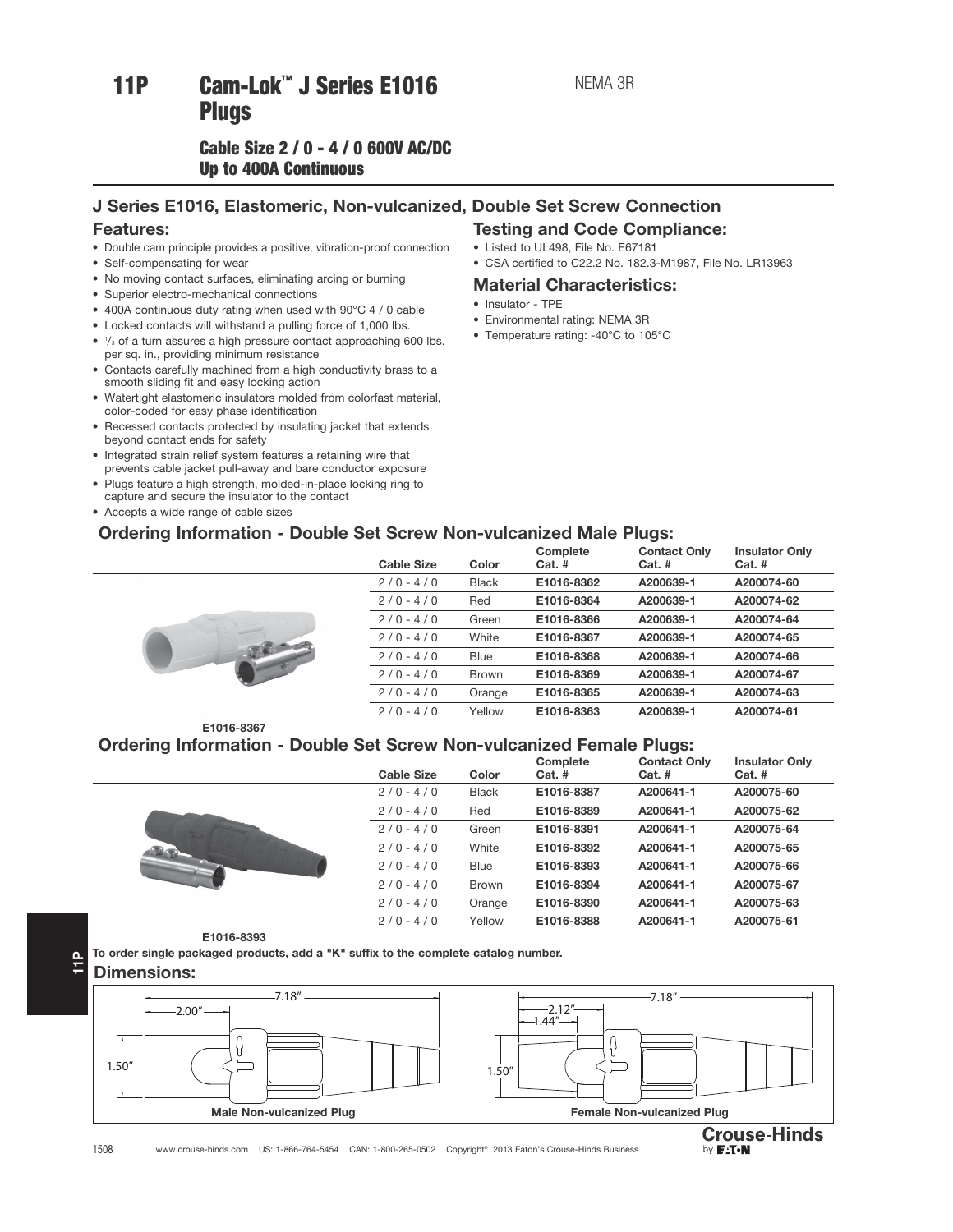# 11P Cam-Lok™ J Series E1016 Plugs

NEMA 3R

### Cable Size 2 / 0 - 4 / 0 600V AC/DC Up to 400A Continuous

## J Series E1016, Elastomeric, Non-vulcanized, Double Set Screw Connection

### Features:

- Double cam principle provides a positive, vibration-proof connection
- Self-compensating for wear
- No moving contact surfaces, eliminating arcing or burning
- Superior electro-mechanical connections
- 400A continuous duty rating when used with 90°C 4 / 0 cable
- Locked contacts will withstand a pulling force of 1,000 lbs.
- 1/3 of a turn assures a high pressure contact approaching 600 lbs. per sq. in., providing minimum resistance
- Contacts carefully machined from a high conductivity brass to a smooth sliding fit and easy locking action
- Watertight elastomeric insulators molded from colorfast material, color-coded for easy phase identification
- Recessed contacts protected by insulating jacket that extends beyond contact ends for safety
- Integrated strain relief system features a retaining wire that prevents cable jacket pull-away and bare conductor exposure
- Plugs feature a high strength, molded-in-place locking ring to capture and secure the insulator to the contact
- Accepts a wide range of cable sizes

### Testing and Code Compliance:

- Listed to UL498, File No. E67181
- CSA certified to C22.2 No. 182.3-M1987, File No. LR13963

### Material Characteristics:

- Insulator - TPE
- Environmental rating: NEMA 3R
- Temperature rating: -40°C to 105°C

### Ordering Information - Double Set Screw Non-vulcanized Male Plugs:

| Cable Size | Color | Complete Cat. # | Contact Only Cat. # | Insulator Only Cat. # |
|---|---|---|---|---|
| 2 / 0 - 4 / 0 | Black | **E1016-8362** | **A200639-1** | **A200074-60** |
| 2 / 0 - 4 / 0 | Red | **E1016-8364** | **A200639-1** | **A200074-62** |
| 2 / 0 - 4 / 0 | Green | **E1016-8366** | **A200639-1** | **A200074-64** |
| 2 / 0 - 4 / 0 | White | **E1016-8367** | **A200639-1** | **A200074-65** |
| 2 / 0 - 4 / 0 | Blue | **E1016-8368** | **A200639-1** | **A200074-66** |
| 2 / 0 - 4 / 0 | Brown | **E1016-8369** | **A200639-1** | **A200074-67** |
| 2 / 0 - 4 / 0 | Orange | **E1016-8365** | **A200639-1** | **A200074-63** |
| 2 / 0 - 4 / 0 | Yellow | **E1016-8363** | **A200639-1** | **A200074-61** |

**E1016-8367**

### Ordering Information - Double Set Screw Non-vulcanized Female Plugs:

| Cable Size | Color | Complete Cat. # | Contact Only Cat. # | Insulator Only Cat. # |
|---|---|---|---|---|
| 2 / 0 - 4 / 0 | Black | **E1016-8387** | **A200641-1** | **A200075-60** |
| 2 / 0 - 4 / 0 | Red | **E1016-8389** | **A200641-1** | **A200075-62** |
| 2 / 0 - 4 / 0 | Green | **E1016-8391** | **A200641-1** | **A200075-64** |
| 2 / 0 - 4 / 0 | White | **E1016-8392** | **A200641-1** | **A200075-65** |
| 2 / 0 - 4 / 0 | Blue | **E1016-8393** | **A200641-1** | **A200075-66** |
| 2 / 0 - 4 / 0 | Brown | **E1016-8394** | **A200641-1** | **A200075-67** |
| 2 / 0 - 4 / 0 | Orange | **E1016-8390** | **A200641-1** | **A200075-63** |
| 2 / 0 - 4 / 0 | Yellow | **E1016-8388** | **A200641-1** | **A200075-61** |

**E1016-8393**

**To order single packaged products, add a "K" suffix to the complete catalog number.**

### Dimensions:

7.18″ 2.00″ 1.50″

**Male Non-vulcanized Plug**

7.18″ 2.12″ 1.44″ 1.50″

**Female Non-vulcanized Plug**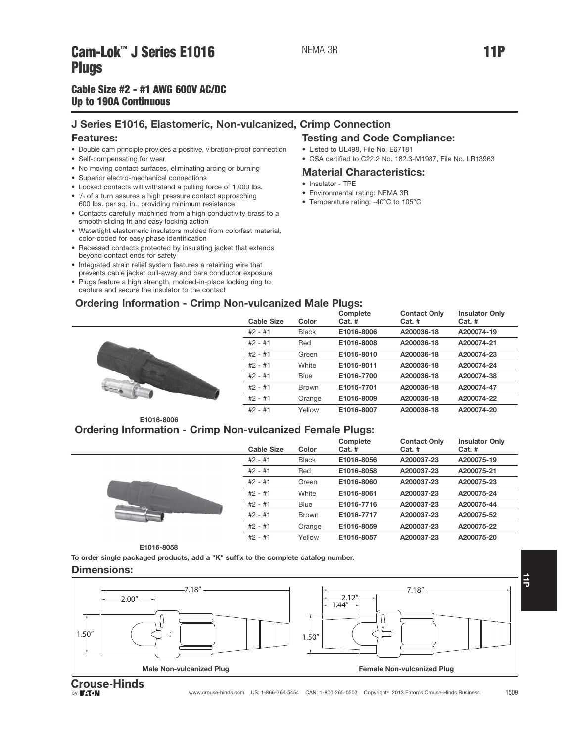# Cam-Lok™ J Series E1016 Plugs

NEMA 3R

## Cable Size #2 - #1 AWG 600V AC/DC Up to 190A Continuous

### J Series E1016, Elastomeric, Non-vulcanized, Crimp Connection

### Features:

- Double cam principle provides a positive, vibration-proof connection
- Self-compensating for wear
- No moving contact surfaces, eliminating arcing or burning
- Superior electro-mechanical connections
- Locked contacts will withstand a pulling force of 1,000 lbs.
- 1/3 of a turn assures a high pressure contact approaching 600 lbs. per sq. in., providing minimum resistance
- Contacts carefully machined from a high conductivity brass to a smooth sliding fit and easy locking action
- Watertight elastomeric insulators molded from colorfast material, color-coded for easy phase identification
- Recessed contacts protected by insulating jacket that extends beyond contact ends for safety
- Integrated strain relief system features a retaining wire that prevents cable jacket pull-away and bare conductor exposure
- Plugs feature a high strength, molded-in-place locking ring to capture and secure the insulator to the contact

### Testing and Code Compliance:

- Listed to UL498, File No. E67181
- CSA certified to C22.2 No. 182.3-M1987, File No. LR13963

### Material Characteristics:

- Insulator - TPE
- Environmental rating: NEMA 3R
- Temperature rating: -40°C to 105°C

### Ordering Information - Crimp Non-vulcanized Male Plugs:

| Cable Size | Color | Complete Cat. # | Contact Only Cat. # | Insulator Only Cat. # |
|---|---|---|---|---|
| #2 - #1 | Black | **E1016-8006** | **A200036-18** | **A200074-19** |
| #2 - #1 | Red | **E1016-8008** | **A200036-18** | **A200074-21** |
| #2 - #1 | Green | **E1016-8010** | **A200036-18** | **A200074-23** |
| #2 - #1 | White | **E1016-8011** | **A200036-18** | **A200074-24** |
| #2 - #1 | Blue | **E1016-7700** | **A200036-18** | **A200074-38** |
| #2 - #1 | Brown | **E1016-7701** | **A200036-18** | **A200074-47** |
| #2 - #1 | Orange | **E1016-8009** | **A200036-18** | **A200074-22** |
| #2 - #1 | Yellow | **E1016-8007** | **A200036-18** | **A200074-20** |

E1016-8006

### Ordering Information - Crimp Non-vulcanized Female Plugs:

| Cable Size | Color | Complete Cat. # | Contact Only Cat. # | Insulator Only Cat. # |
|---|---|---|---|---|
| #2 - #1 | Black | **E1016-8056** | **A200037-23** | **A200075-19** |
| #2 - #1 | Red | **E1016-8058** | **A200037-23** | **A200075-21** |
| #2 - #1 | Green | **E1016-8060** | **A200037-23** | **A200075-23** |
| #2 - #1 | White | **E1016-8061** | **A200037-23** | **A200075-24** |
| #2 - #1 | Blue | **E1016-7716** | **A200037-23** | **A200075-44** |
| #2 - #1 | Brown | **E1016-7717** | **A200037-23** | **A200075-52** |
| #2 - #1 | Orange | **E1016-8059** | **A200037-23** | **A200075-22** |
| #2 - #1 | Yellow | **E1016-8057** | **A200037-23** | **A200075-20** |

E1016-8058

**To order single packaged products, add a "K" suffix to the complete catalog number.**

### Dimensions:

Male Non-vulcanized Plug: 7.18″, 2.00″, 1.50″

Female Non-vulcanized Plug: 7.18″, 2.12″, 1.44″, 1.50″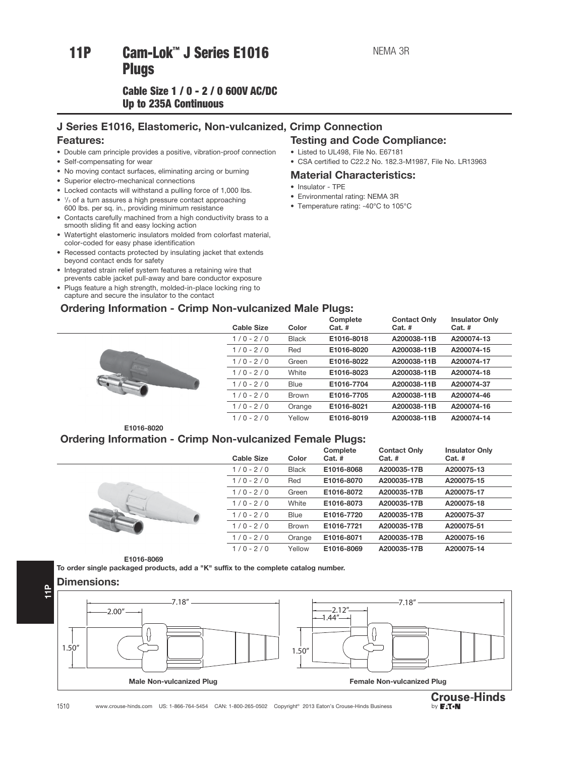# 11P Cam-Lok™ J Series E1016 Plugs

NEMA 3R

### Cable Size 1 / 0 - 2 / 0 600V AC/DC
### Up to 235A Continuous

## J Series E1016, Elastomeric, Non-vulcanized, Crimp Connection

### Features:

- Double cam principle provides a positive, vibration-proof connection
- Self-compensating for wear
- No moving contact surfaces, eliminating arcing or burning
- Superior electro-mechanical connections
- Locked contacts will withstand a pulling force of 1,000 lbs.
- 1/3 of a turn assures a high pressure contact approaching 600 lbs. per sq. in., providing minimum resistance
- Contacts carefully machined from a high conductivity brass to a smooth sliding fit and easy locking action
- Watertight elastomeric insulators molded from colorfast material, color-coded for easy phase identification
- Recessed contacts protected by insulating jacket that extends beyond contact ends for safety
- Integrated strain relief system features a retaining wire that prevents cable jacket pull-away and bare conductor exposure
- Plugs feature a high strength, molded-in-place locking ring to capture and secure the insulator to the contact

### Testing and Code Compliance:

- Listed to UL498, File No. E67181
- CSA certified to C22.2 No. 182.3-M1987, File No. LR13963

### Material Characteristics:

- Insulator - TPE
- Environmental rating: NEMA 3R
- Temperature rating: -40°C to 105°C

### Ordering Information - Crimp Non-vulcanized Male Plugs:

| Cable Size | Color | Complete Cat. # | Contact Only Cat. # | Insulator Only Cat. # |
|---|---|---|---|---|
| 1 / 0 - 2 / 0 | Black | E1016-8018 | A200038-11B | A200074-13 |
| 1 / 0 - 2 / 0 | Red | E1016-8020 | A200038-11B | A200074-15 |
| 1 / 0 - 2 / 0 | Green | E1016-8022 | A200038-11B | A200074-17 |
| 1 / 0 - 2 / 0 | White | E1016-8023 | A200038-11B | A200074-18 |
| 1 / 0 - 2 / 0 | Blue | E1016-7704 | A200038-11B | A200074-37 |
| 1 / 0 - 2 / 0 | Brown | E1016-7705 | A200038-11B | A200074-46 |
| 1 / 0 - 2 / 0 | Orange | E1016-8021 | A200038-11B | A200074-16 |
| 1 / 0 - 2 / 0 | Yellow | E1016-8019 | A200038-11B | A200074-14 |

E1016-8020

### Ordering Information - Crimp Non-vulcanized Female Plugs:

| Cable Size | Color | Complete Cat. # | Contact Only Cat. # | Insulator Only Cat. # |
|---|---|---|---|---|
| 1 / 0 - 2 / 0 | Black | E1016-8068 | A200035-17B | A200075-13 |
| 1 / 0 - 2 / 0 | Red | E1016-8070 | A200035-17B | A200075-15 |
| 1 / 0 - 2 / 0 | Green | E1016-8072 | A200035-17B | A200075-17 |
| 1 / 0 - 2 / 0 | White | E1016-8073 | A200035-17B | A200075-18 |
| 1 / 0 - 2 / 0 | Blue | E1016-7720 | A200035-17B | A200075-37 |
| 1 / 0 - 2 / 0 | Brown | E1016-7721 | A200035-17B | A200075-51 |
| 1 / 0 - 2 / 0 | Orange | E1016-8071 | A200035-17B | A200075-16 |
| 1 / 0 - 2 / 0 | Yellow | E1016-8069 | A200035-17B | A200075-14 |

E1016-8069

**To order single packaged products, add a "K" suffix to the complete catalog number.**

### Dimensions:

7.18″, 2.00″, 1.50″

Male Non-vulcanized Plug

7.18″, 2.12″, 1.44″, 1.50″

Female Non-vulcanized Plug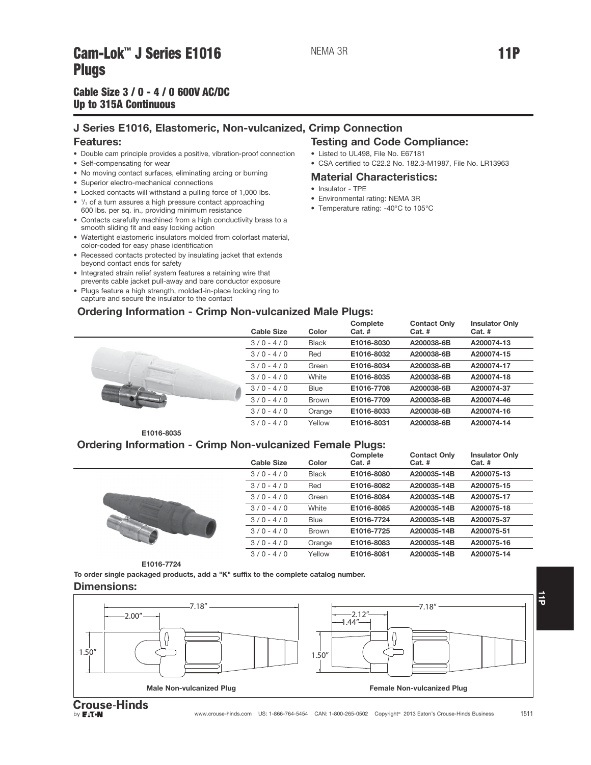# Cam-Lok™ J Series E1016 Plugs

NEMA 3R

## Cable Size 3 / 0 - 4 / 0 600V AC/DC Up to 315A Continuous

## J Series E1016, Elastomeric, Non-vulcanized, Crimp Connection

### Features:

- Double cam principle provides a positive, vibration-proof connection
- Self-compensating for wear
- No moving contact surfaces, eliminating arcing or burning
- Superior electro-mechanical connections
- Locked contacts will withstand a pulling force of 1,000 lbs.
- 1/3 of a turn assures a high pressure contact approaching 600 lbs. per sq. in., providing minimum resistance
- Contacts carefully machined from a high conductivity brass to a smooth sliding fit and easy locking action
- Watertight elastomeric insulators molded from colorfast material, color-coded for easy phase identification
- Recessed contacts protected by insulating jacket that extends beyond contact ends for safety
- Integrated strain relief system features a retaining wire that prevents cable jacket pull-away and bare conductor exposure
- Plugs feature a high strength, molded-in-place locking ring to capture and secure the insulator to the contact

### Testing and Code Compliance:

- Listed to UL498, File No. E67181
- CSA certified to C22.2 No. 182.3-M1987, File No. LR13963

### Material Characteristics:

- Insulator - TPE
- Environmental rating: NEMA 3R
- Temperature rating: -40°C to 105°C

### Ordering Information - Crimp Non-vulcanized Male Plugs:

| Cable Size | Color | Complete Cat. # | Contact Only Cat. # | Insulator Only Cat. # |
|---|---|---|---|---|
| 3 / 0 - 4 / 0 | Black | **E1016-8030** | **A200038-6B** | **A200074-13** |
| 3 / 0 - 4 / 0 | Red | **E1016-8032** | **A200038-6B** | **A200074-15** |
| 3 / 0 - 4 / 0 | Green | **E1016-8034** | **A200038-6B** | **A200074-17** |
| 3 / 0 - 4 / 0 | White | **E1016-8035** | **A200038-6B** | **A200074-18** |
| 3 / 0 - 4 / 0 | Blue | **E1016-7708** | **A200038-6B** | **A200074-37** |
| 3 / 0 - 4 / 0 | Brown | **E1016-7709** | **A200038-6B** | **A200074-46** |
| 3 / 0 - 4 / 0 | Orange | **E1016-8033** | **A200038-6B** | **A200074-16** |
| 3 / 0 - 4 / 0 | Yellow | **E1016-8031** | **A200038-6B** | **A200074-14** |

**E1016-8035**

### Ordering Information - Crimp Non-vulcanized Female Plugs:

| Cable Size | Color | Complete Cat. # | Contact Only Cat. # | Insulator Only Cat. # |
|---|---|---|---|---|
| 3 / 0 - 4 / 0 | Black | **E1016-8080** | **A200035-14B** | **A200075-13** |
| 3 / 0 - 4 / 0 | Red | **E1016-8082** | **A200035-14B** | **A200075-15** |
| 3 / 0 - 4 / 0 | Green | **E1016-8084** | **A200035-14B** | **A200075-17** |
| 3 / 0 - 4 / 0 | White | **E1016-8085** | **A200035-14B** | **A200075-18** |
| 3 / 0 - 4 / 0 | Blue | **E1016-7724** | **A200035-14B** | **A200075-37** |
| 3 / 0 - 4 / 0 | Brown | **E1016-7725** | **A200035-14B** | **A200075-51** |
| 3 / 0 - 4 / 0 | Orange | **E1016-8083** | **A200035-14B** | **A200075-16** |
| 3 / 0 - 4 / 0 | Yellow | **E1016-8081** | **A200035-14B** | **A200075-14** |

**E1016-7724**

**To order single packaged products, add a "K" suffix to the complete catalog number.**

### Dimensions:

7.18″ 2.00″ 1.50″

**Male Non-vulcanized Plug**

7.18″ 2.12″ 1.44″ 1.50″

**Female Non-vulcanized Plug**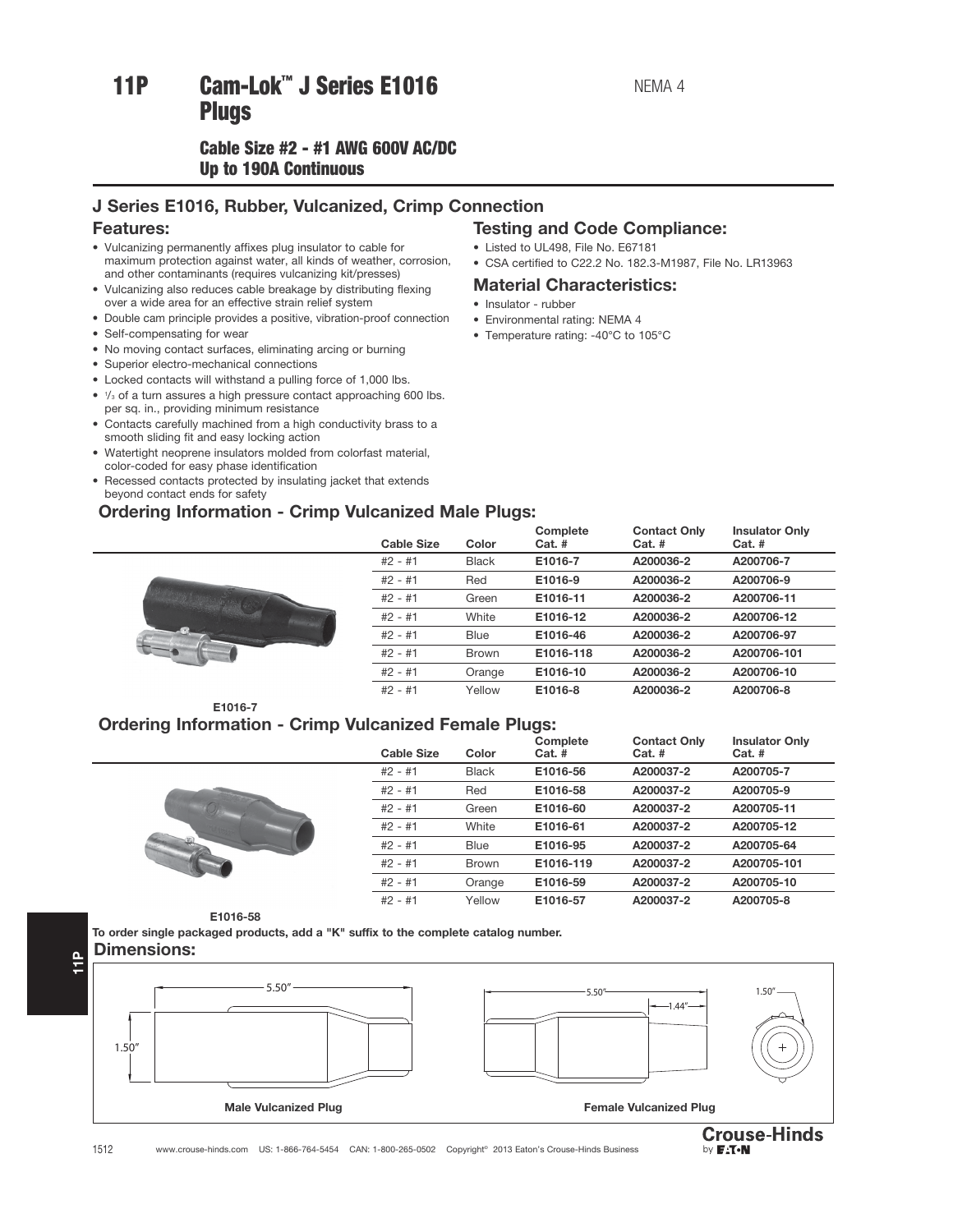# 11P Cam-Lok™ J Series E1016 Plugs

NEMA 4

### Cable Size #2 - #1 AWG 600V AC/DC
### Up to 190A Continuous

## J Series E1016, Rubber, Vulcanized, Crimp Connection

### Features:

- Vulcanizing permanently affixes plug insulator to cable for maximum protection against water, all kinds of weather, corrosion, and other contaminants (requires vulcanizing kit/presses)
- Vulcanizing also reduces cable breakage by distributing flexing over a wide area for an effective strain relief system
- Double cam principle provides a positive, vibration-proof connection
- Self-compensating for wear
- No moving contact surfaces, eliminating arcing or burning
- Superior electro-mechanical connections
- Locked contacts will withstand a pulling force of 1,000 lbs.
- 1/3 of a turn assures a high pressure contact approaching 600 lbs. per sq. in., providing minimum resistance
- Contacts carefully machined from a high conductivity brass to a smooth sliding fit and easy locking action
- Watertight neoprene insulators molded from colorfast material, color-coded for easy phase identification
- Recessed contacts protected by insulating jacket that extends beyond contact ends for safety

### Testing and Code Compliance:

- Listed to UL498, File No. E67181
- CSA certified to C22.2 No. 182.3-M1987, File No. LR13963

### Material Characteristics:

- Insulator - rubber
- Environmental rating: NEMA 4
- Temperature rating: -40°C to 105°C

### Ordering Information - Crimp Vulcanized Male Plugs:

| Cable Size | Color | Complete Cat. # | Contact Only Cat. # | Insulator Only Cat. # |
|---|---|---|---|---|
| #2 - #1 | Black | **E1016-7** | **A200036-2** | **A200706-7** |
| #2 - #1 | Red | **E1016-9** | **A200036-2** | **A200706-9** |
| #2 - #1 | Green | **E1016-11** | **A200036-2** | **A200706-11** |
| #2 - #1 | White | **E1016-12** | **A200036-2** | **A200706-12** |
| #2 - #1 | Blue | **E1016-46** | **A200036-2** | **A200706-97** |
| #2 - #1 | Brown | **E1016-118** | **A200036-2** | **A200706-101** |
| #2 - #1 | Orange | **E1016-10** | **A200036-2** | **A200706-10** |
| #2 - #1 | Yellow | **E1016-8** | **A200036-2** | **A200706-8** |

**E1016-7**

### Ordering Information - Crimp Vulcanized Female Plugs:

| Cable Size | Color | Complete Cat. # | Contact Only Cat. # | Insulator Only Cat. # |
|---|---|---|---|---|
| #2 - #1 | Black | **E1016-56** | **A200037-2** | **A200705-7** |
| #2 - #1 | Red | **E1016-58** | **A200037-2** | **A200705-9** |
| #2 - #1 | Green | **E1016-60** | **A200037-2** | **A200705-11** |
| #2 - #1 | White | **E1016-61** | **A200037-2** | **A200705-12** |
| #2 - #1 | Blue | **E1016-95** | **A200037-2** | **A200705-64** |
| #2 - #1 | Brown | **E1016-119** | **A200037-2** | **A200705-101** |
| #2 - #1 | Orange | **E1016-59** | **A200037-2** | **A200705-10** |
| #2 - #1 | Yellow | **E1016-57** | **A200037-2** | **A200705-8** |

**E1016-58**

**To order single packaged products, add a "K" suffix to the complete catalog number.**

### Dimensions:

5.50″ 1.50″

**Male Vulcanized Plug**

5.50″ 1.44″ 1.50″

**Female Vulcanized Plug**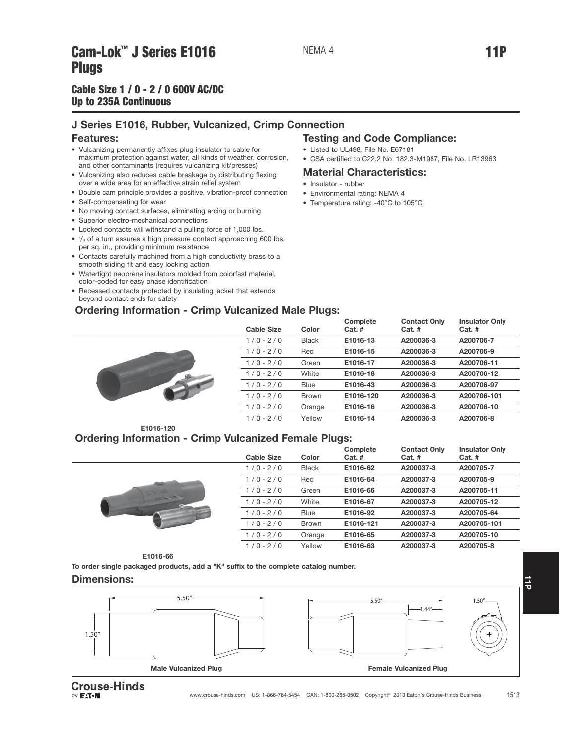# Cam-Lok™ J Series E1016 Plugs

NEMA 4

## Cable Size 1 / 0 - 2 / 0 600V AC/DC Up to 235A Continuous

## J Series E1016, Rubber, Vulcanized, Crimp Connection

### Features:

- Vulcanizing permanently affixes plug insulator to cable for maximum protection against water, all kinds of weather, corrosion, and other contaminants (requires vulcanizing kit/presses)
- Vulcanizing also reduces cable breakage by distributing flexing over a wide area for an effective strain relief system
- Double cam principle provides a positive, vibration-proof connection
- Self-compensating for wear
- No moving contact surfaces, eliminating arcing or burning
- Superior electro-mechanical connections
- Locked contacts will withstand a pulling force of 1,000 lbs.
- 1/3 of a turn assures a high pressure contact approaching 600 lbs. per sq. in., providing minimum resistance
- Contacts carefully machined from a high conductivity brass to a smooth sliding fit and easy locking action
- Watertight neoprene insulators molded from colorfast material, color-coded for easy phase identification
- Recessed contacts protected by insulating jacket that extends beyond contact ends for safety

### Testing and Code Compliance:

- Listed to UL498, File No. E67181
- CSA certified to C22.2 No. 182.3-M1987, File No. LR13963

### Material Characteristics:

- Insulator - rubber
- Environmental rating: NEMA 4
- Temperature rating: -40°C to 105°C

### Ordering Information - Crimp Vulcanized Male Plugs:

| Cable Size | Color | Complete Cat. # | Contact Only Cat. # | Insulator Only Cat. # |
|---|---|---|---|---|
| 1 / 0 - 2 / 0 | Black | **E1016-13** | **A200036-3** | **A200706-7** |
| 1 / 0 - 2 / 0 | Red | **E1016-15** | **A200036-3** | **A200706-9** |
| 1 / 0 - 2 / 0 | Green | **E1016-17** | **A200036-3** | **A200706-11** |
| 1 / 0 - 2 / 0 | White | **E1016-18** | **A200036-3** | **A200706-12** |
| 1 / 0 - 2 / 0 | Blue | **E1016-43** | **A200036-3** | **A200706-97** |
| 1 / 0 - 2 / 0 | Brown | **E1016-120** | **A200036-3** | **A200706-101** |
| 1 / 0 - 2 / 0 | Orange | **E1016-16** | **A200036-3** | **A200706-10** |
| 1 / 0 - 2 / 0 | Yellow | **E1016-14** | **A200036-3** | **A200706-8** |

**E1016-120**

### Ordering Information - Crimp Vulcanized Female Plugs:

| Cable Size | Color | Complete Cat. # | Contact Only Cat. # | Insulator Only Cat. # |
|---|---|---|---|---|
| 1 / 0 - 2 / 0 | Black | **E1016-62** | **A200037-3** | **A200705-7** |
| 1 / 0 - 2 / 0 | Red | **E1016-64** | **A200037-3** | **A200705-9** |
| 1 / 0 - 2 / 0 | Green | **E1016-66** | **A200037-3** | **A200705-11** |
| 1 / 0 - 2 / 0 | White | **E1016-67** | **A200037-3** | **A200705-12** |
| 1 / 0 - 2 / 0 | Blue | **E1016-92** | **A200037-3** | **A200705-64** |
| 1 / 0 - 2 / 0 | Brown | **E1016-121** | **A200037-3** | **A200705-101** |
| 1 / 0 - 2 / 0 | Orange | **E1016-65** | **A200037-3** | **A200705-10** |
| 1 / 0 - 2 / 0 | Yellow | **E1016-63** | **A200037-3** | **A200705-8** |

**E1016-66**

**To order single packaged products, add a "K" suffix to the complete catalog number.**

### Dimensions:

5.50"
1.50"

**Male Vulcanized Plug**

5.50"
1.44"
1.50"

**Female Vulcanized Plug**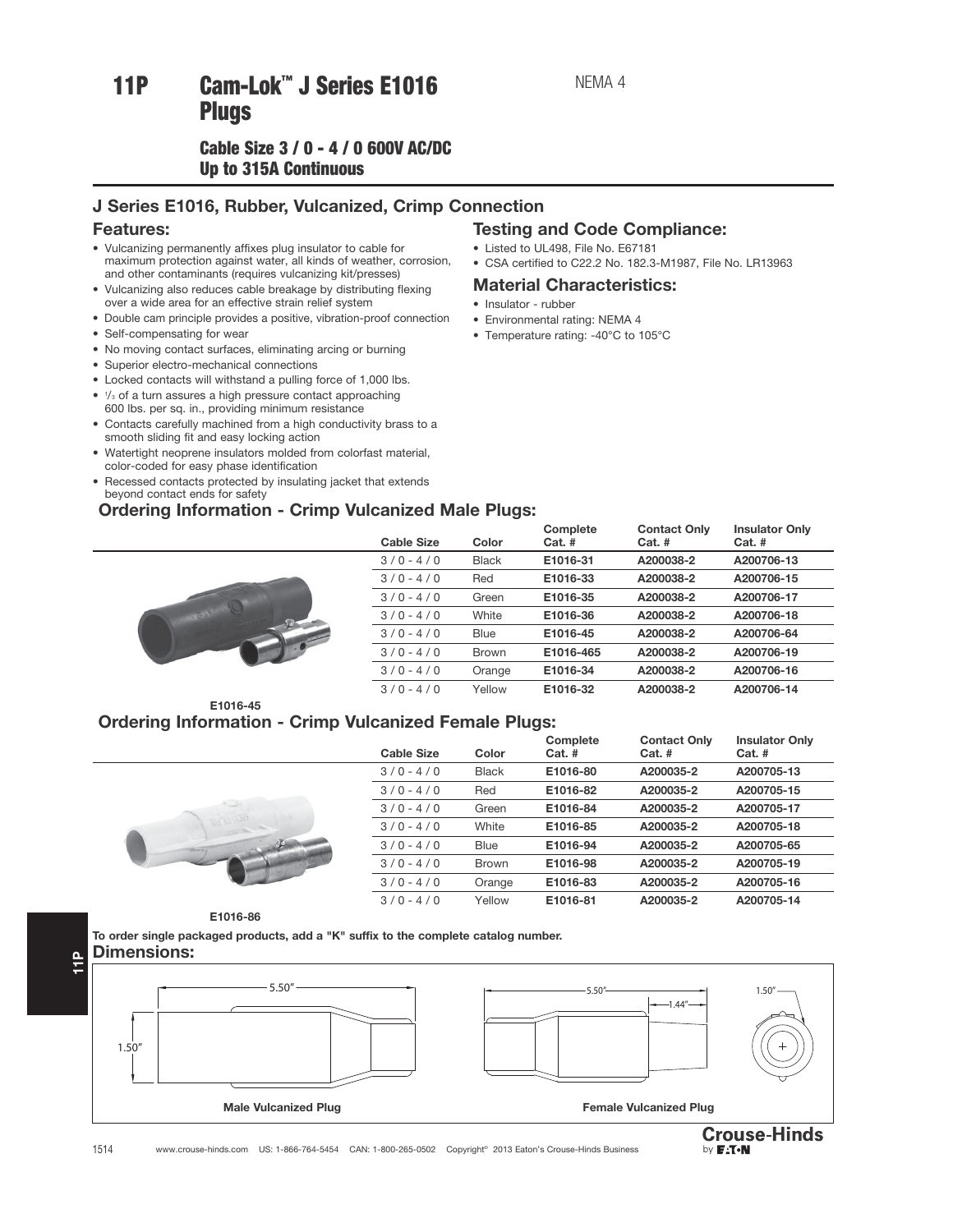# 11P Cam-Lok™ J Series E1016 Plugs

NEMA 4

### Cable Size 3 / 0 - 4 / 0 600V AC/DC
### Up to 315A Continuous

## J Series E1016, Rubber, Vulcanized, Crimp Connection

### Features:

- Vulcanizing permanently affixes plug insulator to cable for maximum protection against water, all kinds of weather, corrosion, and other contaminants (requires vulcanizing kit/presses)
- Vulcanizing also reduces cable breakage by distributing flexing over a wide area for an effective strain relief system
- Double cam principle provides a positive, vibration-proof connection
- Self-compensating for wear
- No moving contact surfaces, eliminating arcing or burning
- Superior electro-mechanical connections
- Locked contacts will withstand a pulling force of 1,000 lbs.
- 1/3 of a turn assures a high pressure contact approaching 600 lbs. per sq. in., providing minimum resistance
- Contacts carefully machined from a high conductivity brass to a smooth sliding fit and easy locking action
- Watertight neoprene insulators molded from colorfast material, color-coded for easy phase identification
- Recessed contacts protected by insulating jacket that extends beyond contact ends for safety

### Testing and Code Compliance:

- Listed to UL498, File No. E67181
- CSA certified to C22.2 No. 182.3-M1987, File No. LR13963

### Material Characteristics:

- Insulator - rubber
- Environmental rating: NEMA 4
- Temperature rating: -40°C to 105°C

### Ordering Information - Crimp Vulcanized Male Plugs:

| Cable Size | Color | Complete Cat. # | Contact Only Cat. # | Insulator Only Cat. # |
|---|---|---|---|---|
| 3 / 0 - 4 / 0 | Black | E1016-31 | A200038-2 | A200706-13 |
| 3 / 0 - 4 / 0 | Red | E1016-33 | A200038-2 | A200706-15 |
| 3 / 0 - 4 / 0 | Green | E1016-35 | A200038-2 | A200706-17 |
| 3 / 0 - 4 / 0 | White | E1016-36 | A200038-2 | A200706-18 |
| 3 / 0 - 4 / 0 | Blue | E1016-45 | A200038-2 | A200706-64 |
| 3 / 0 - 4 / 0 | Brown | E1016-465 | A200038-2 | A200706-19 |
| 3 / 0 - 4 / 0 | Orange | E1016-34 | A200038-2 | A200706-16 |
| 3 / 0 - 4 / 0 | Yellow | E1016-32 | A200038-2 | A200706-14 |

E1016-45

### Ordering Information - Crimp Vulcanized Female Plugs:

| Cable Size | Color | Complete Cat. # | Contact Only Cat. # | Insulator Only Cat. # |
|---|---|---|---|---|
| 3 / 0 - 4 / 0 | Black | E1016-80 | A200035-2 | A200705-13 |
| 3 / 0 - 4 / 0 | Red | E1016-82 | A200035-2 | A200705-15 |
| 3 / 0 - 4 / 0 | Green | E1016-84 | A200035-2 | A200705-17 |
| 3 / 0 - 4 / 0 | White | E1016-85 | A200035-2 | A200705-18 |
| 3 / 0 - 4 / 0 | Blue | E1016-94 | A200035-2 | A200705-65 |
| 3 / 0 - 4 / 0 | Brown | E1016-98 | A200035-2 | A200705-19 |
| 3 / 0 - 4 / 0 | Orange | E1016-83 | A200035-2 | A200705-16 |
| 3 / 0 - 4 / 0 | Yellow | E1016-81 | A200035-2 | A200705-14 |

E1016-86

**To order single packaged products, add a "K" suffix to the complete catalog number.**

### Dimensions:

5.50″
1.50″
Male Vulcanized Plug

5.50″
1.44″
1.50″
Female Vulcanized Plug